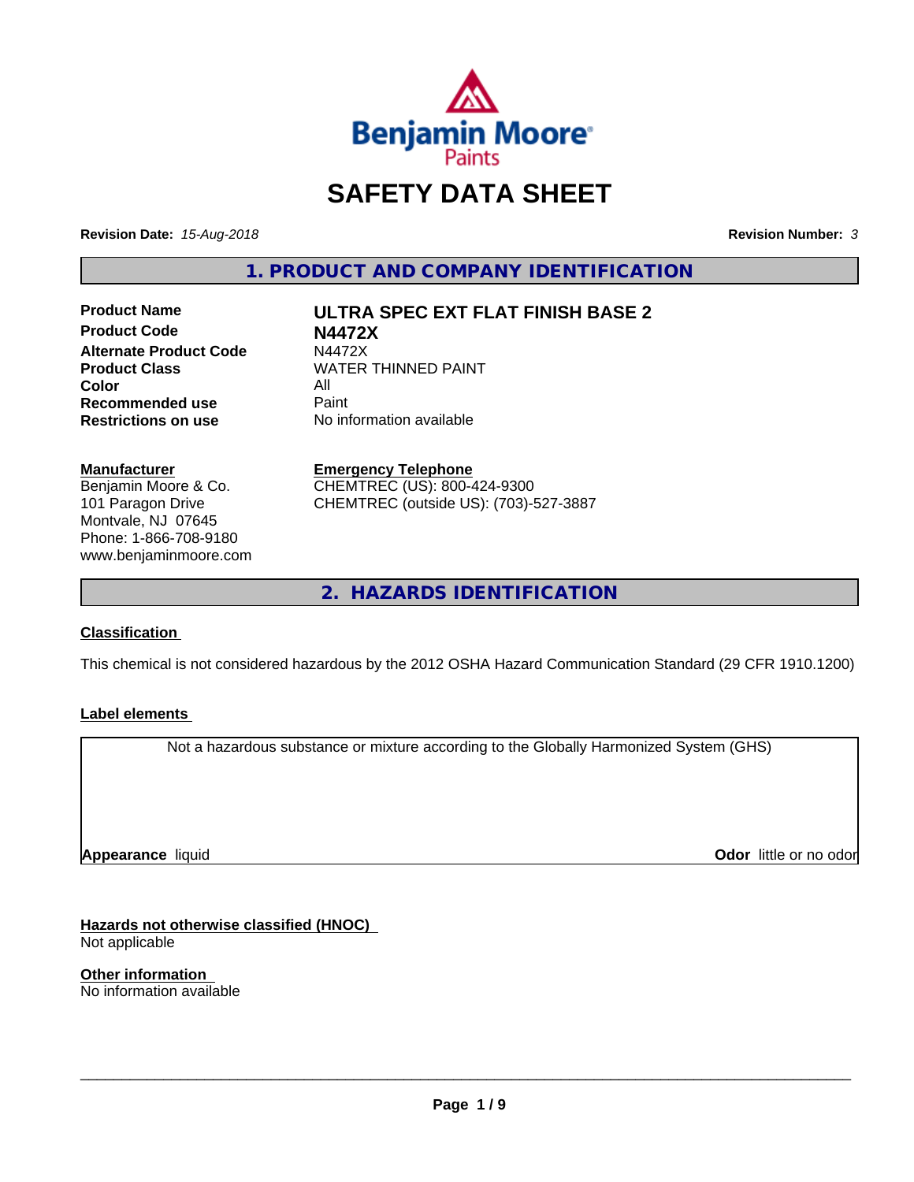# SAFETY DATA SHEET

**Revision Date:** *15-Aug-2018* **Revision Number:** *3*

## 1. PRODUCT AND COMPANY IDENTIFICATION

| | |
|---|---|
| **Product Name** | **ULTRA SPEC EXT FLAT FINISH BASE 2** |
| **Product Code** | **N4472X** |
| **Alternate Product Code** | N4472X |
| **Product Class** | WATER THINNED PAINT |
| **Color** | All |
| **Recommended use** | Paint |
| **Restrictions on use** | No information available |

**Manufacturer**
Benjamin Moore & Co.
101 Paragon Drive
Montvale, NJ 07645
Phone: 1-866-708-9180
www.benjaminmoore.com

**Emergency Telephone**
CHEMTREC (US): 800-424-9300
CHEMTREC (outside US): (703)-527-3887

## 2. HAZARDS IDENTIFICATION

**Classification**

This chemical is not considered hazardous by the 2012 OSHA Hazard Communication Standard (29 CFR 1910.1200)

**Label elements**

Not a hazardous substance or mixture according to the Globally Harmonized System (GHS)

**Appearance** liquid **Odor** little or no odor

**Hazards not otherwise classified (HNOC)**
Not applicable

**Other information**
No information available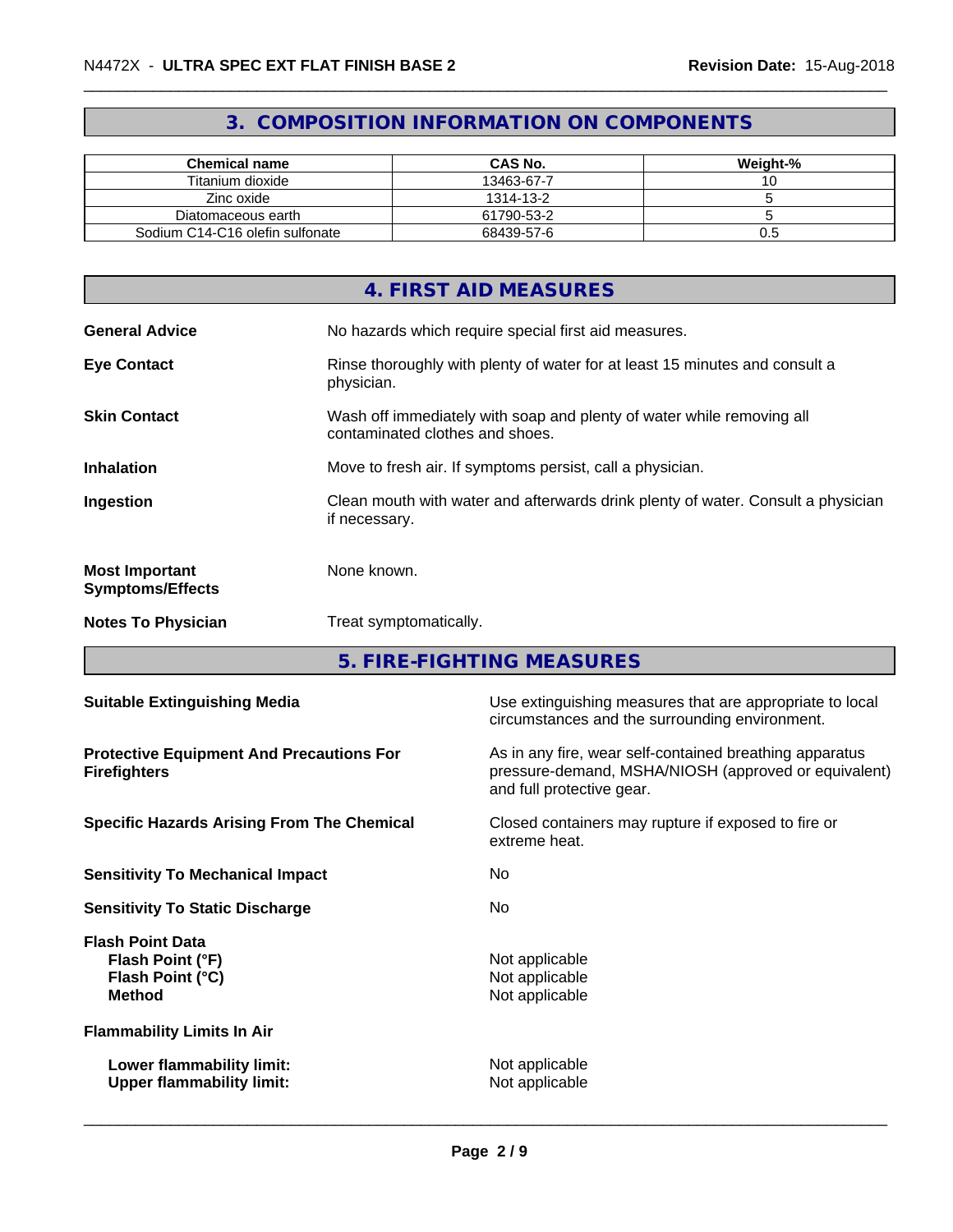## 3. COMPOSITION INFORMATION ON COMPONENTS

| Chemical name | CAS No. | Weight-% |
|---|---|---|
| Titanium dioxide | 13463-67-7 | 10 |
| Zinc oxide | 1314-13-2 | 5 |
| Diatomaceous earth | 61790-53-2 | 5 |
| Sodium C14-C16 olefin sulfonate | 68439-57-6 | 0.5 |

## 4. FIRST AID MEASURES

**General Advice** No hazards which require special first aid measures.

**Eye Contact** Rinse thoroughly with plenty of water for at least 15 minutes and consult a physician.

**Skin Contact** Wash off immediately with soap and plenty of water while removing all contaminated clothes and shoes.

**Inhalation** Move to fresh air. If symptoms persist, call a physician.

**Ingestion** Clean mouth with water and afterwards drink plenty of water. Consult a physician if necessary.

**Most Important Symptoms/Effects** None known.

**Notes To Physician** Treat symptomatically.

## 5. FIRE-FIGHTING MEASURES

**Suitable Extinguishing Media** Use extinguishing measures that are appropriate to local circumstances and the surrounding environment.

**Protective Equipment And Precautions For Firefighters** As in any fire, wear self-contained breathing apparatus pressure-demand, MSHA/NIOSH (approved or equivalent) and full protective gear.

**Specific Hazards Arising From The Chemical** Closed containers may rupture if exposed to fire or extreme heat.

**Sensitivity To Mechanical Impact** No

**Sensitivity To Static Discharge** No

**Flash Point Data**
**Flash Point (°F)** Not applicable
**Flash Point (°C)** Not applicable
**Method** Not applicable

**Flammability Limits In Air**

**Lower flammability limit:** Not applicable
**Upper flammability limit:** Not applicable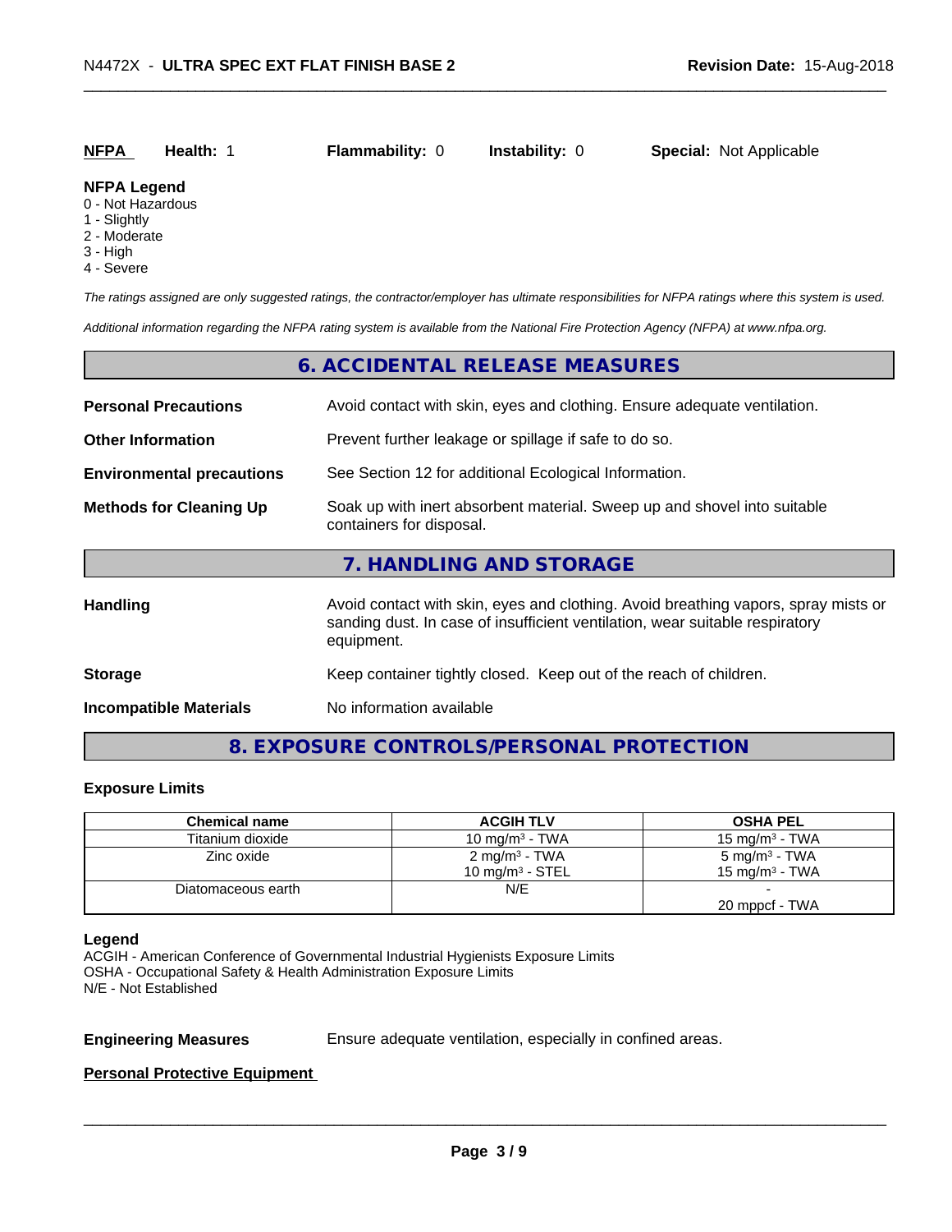**NFPA** **Health:** 1 **Flammability:** 0 **Instability:** 0 **Special:** Not Applicable

**NFPA Legend**
0 - Not Hazardous
1 - Slightly
2 - Moderate
3 - High
4 - Severe

*The ratings assigned are only suggested ratings, the contractor/employer has ultimate responsibilities for NFPA ratings where this system is used.*

*Additional information regarding the NFPA rating system is available from the National Fire Protection Agency (NFPA) at www.nfpa.org.*

## 6. ACCIDENTAL RELEASE MEASURES

**Personal Precautions** Avoid contact with skin, eyes and clothing. Ensure adequate ventilation.

**Other Information** Prevent further leakage or spillage if safe to do so.

**Environmental precautions** See Section 12 for additional Ecological Information.

**Methods for Cleaning Up** Soak up with inert absorbent material. Sweep up and shovel into suitable containers for disposal.

## 7. HANDLING AND STORAGE

**Handling** Avoid contact with skin, eyes and clothing. Avoid breathing vapors, spray mists or sanding dust. In case of insufficient ventilation, wear suitable respiratory equipment.

**Storage** Keep container tightly closed. Keep out of the reach of children.

**Incompatible Materials** No information available

## 8. EXPOSURE CONTROLS/PERSONAL PROTECTION

**Exposure Limits**

| Chemical name | ACGIH TLV | OSHA PEL |
|---|---|---|
| Titanium dioxide | 10 mg/m³ - TWA | 15 mg/m³ - TWA |
| Zinc oxide | 2 mg/m³ - TWA<br>10 mg/m³ - STEL | 5 mg/m³ - TWA<br>15 mg/m³ - TWA |
| Diatomaceous earth | N/E | -<br>20 mppcf - TWA |

**Legend**
ACGIH - American Conference of Governmental Industrial Hygienists Exposure Limits
OSHA - Occupational Safety & Health Administration Exposure Limits
N/E - Not Established

**Engineering Measures** Ensure adequate ventilation, especially in confined areas.

**Personal Protective Equipment**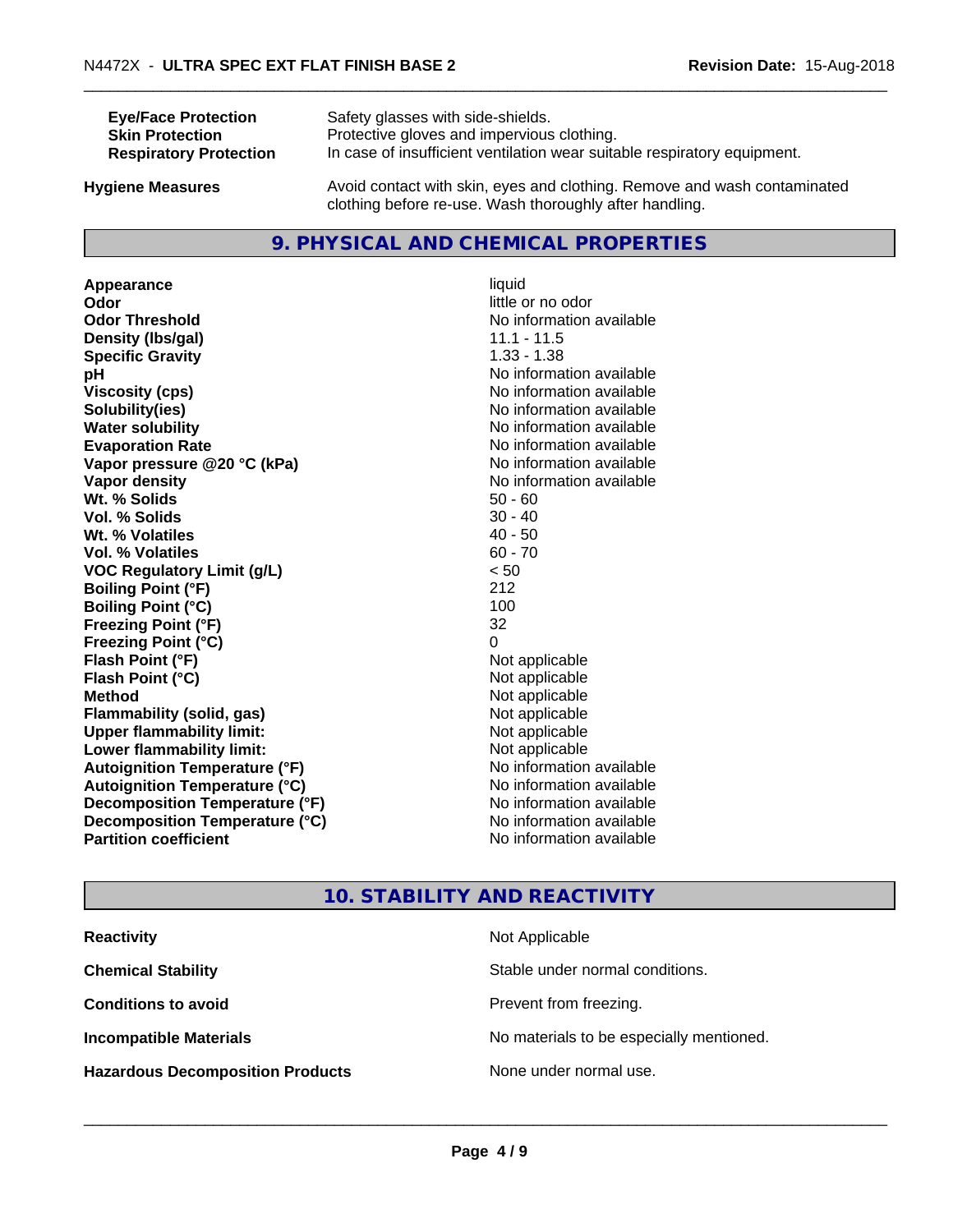| | |
|---|---|
| **Eye/Face Protection** | Safety glasses with side-shields. |
| **Skin Protection** | Protective gloves and impervious clothing. |
| **Respiratory Protection** | In case of insufficient ventilation wear suitable respiratory equipment. |
| **Hygiene Measures** | Avoid contact with skin, eyes and clothing. Remove and wash contaminated clothing before re-use. Wash thoroughly after handling. |

## 9. PHYSICAL AND CHEMICAL PROPERTIES

| | |
|---|---|
| **Appearance** | liquid |
| **Odor** | little or no odor |
| **Odor Threshold** | No information available |
| **Density (lbs/gal)** | 11.1 - 11.5 |
| **Specific Gravity** | 1.33 - 1.38 |
| **pH** | No information available |
| **Viscosity (cps)** | No information available |
| **Solubility(ies)** | No information available |
| **Water solubility** | No information available |
| **Evaporation Rate** | No information available |
| **Vapor pressure @20 °C (kPa)** | No information available |
| **Vapor density** | No information available |
| **Wt. % Solids** | 50 - 60 |
| **Vol. % Solids** | 30 - 40 |
| **Wt. % Volatiles** | 40 - 50 |
| **Vol. % Volatiles** | 60 - 70 |
| **VOC Regulatory Limit (g/L)** | < 50 |
| **Boiling Point (°F)** | 212 |
| **Boiling Point (°C)** | 100 |
| **Freezing Point (°F)** | 32 |
| **Freezing Point (°C)** | 0 |
| **Flash Point (°F)** | Not applicable |
| **Flash Point (°C)** | Not applicable |
| **Method** | Not applicable |
| **Flammability (solid, gas)** | Not applicable |
| **Upper flammability limit:** | Not applicable |
| **Lower flammability limit:** | Not applicable |
| **Autoignition Temperature (°F)** | No information available |
| **Autoignition Temperature (°C)** | No information available |
| **Decomposition Temperature (°F)** | No information available |
| **Decomposition Temperature (°C)** | No information available |
| **Partition coefficient** | No information available |

## 10. STABILITY AND REACTIVITY

| | |
|---|---|
| **Reactivity** | Not Applicable |
| **Chemical Stability** | Stable under normal conditions. |
| **Conditions to avoid** | Prevent from freezing. |
| **Incompatible Materials** | No materials to be especially mentioned. |
| **Hazardous Decomposition Products** | None under normal use. |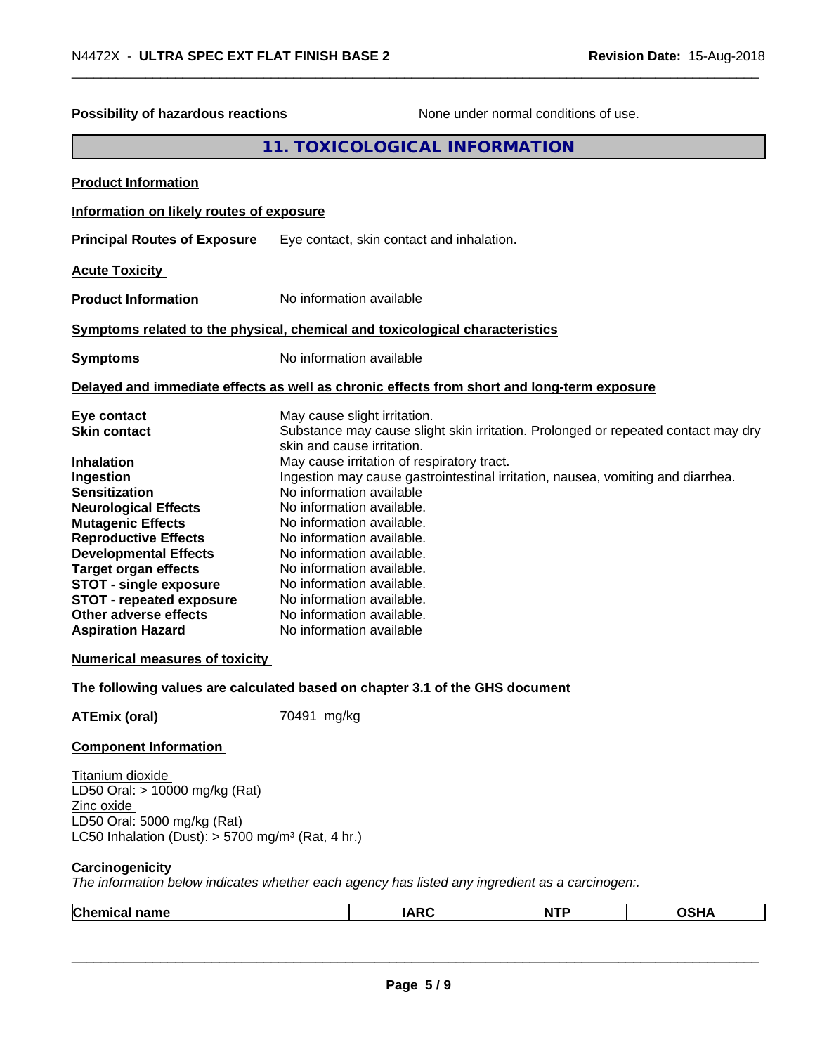**Possibility of hazardous reactions** None under normal conditions of use.

## 11. TOXICOLOGICAL INFORMATION

**Product Information**

**Information on likely routes of exposure**

**Principal Routes of Exposure** Eye contact, skin contact and inhalation.

**Acute Toxicity**

**Product Information** No information available

**Symptoms related to the physical, chemical and toxicological characteristics**

**Symptoms** No information available

**Delayed and immediate effects as well as chronic effects from short and long-term exposure**

| | |
|---|---|
| **Eye contact** | May cause slight irritation. |
| **Skin contact** | Substance may cause slight skin irritation. Prolonged or repeated contact may dry skin and cause irritation. |
| **Inhalation** | May cause irritation of respiratory tract. |
| **Ingestion** | Ingestion may cause gastrointestinal irritation, nausea, vomiting and diarrhea. |
| **Sensitization** | No information available |
| **Neurological Effects** | No information available. |
| **Mutagenic Effects** | No information available. |
| **Reproductive Effects** | No information available. |
| **Developmental Effects** | No information available. |
| **Target organ effects** | No information available. |
| **STOT - single exposure** | No information available. |
| **STOT - repeated exposure** | No information available. |
| **Other adverse effects** | No information available. |
| **Aspiration Hazard** | No information available |

**Numerical measures of toxicity**

**The following values are calculated based on chapter 3.1 of the GHS document**

**ATEmix (oral)** 70491 mg/kg

**Component Information**

Titanium dioxide
LD50 Oral: > 10000 mg/kg (Rat)
Zinc oxide
LD50 Oral: 5000 mg/kg (Rat)
LC50 Inhalation (Dust): > 5700 mg/m³ (Rat, 4 hr.)

**Carcinogenicity**

*The information below indicates whether each agency has listed any ingredient as a carcinogen:.*

| Chemical name | IARC | NTP | OSHA |
|---|---|---|---|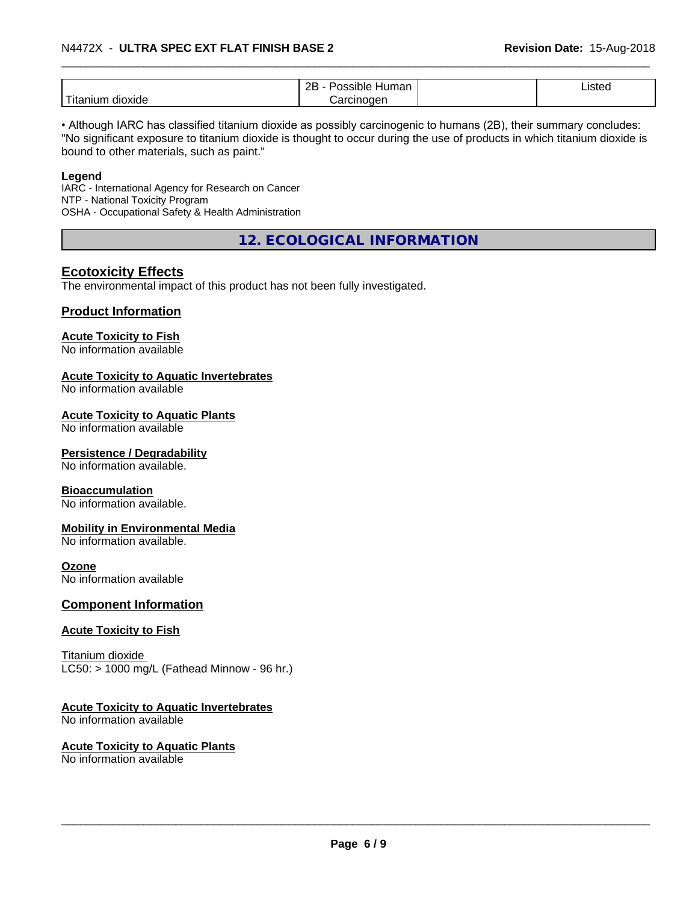| | | | |
|---|---|---|---|
| Titanium dioxide | 2B - Possible Human Carcinogen | | Listed |

• Although IARC has classified titanium dioxide as possibly carcinogenic to humans (2B), their summary concludes: "No significant exposure to titanium dioxide is thought to occur during the use of products in which titanium dioxide is bound to other materials, such as paint."

**Legend**
IARC - International Agency for Research on Cancer
NTP - National Toxicity Program
OSHA - Occupational Safety & Health Administration

## 12. ECOLOGICAL INFORMATION

### Ecotoxicity Effects

The environmental impact of this product has not been fully investigated.

### Product Information

**Acute Toxicity to Fish**
No information available

**Acute Toxicity to Aquatic Invertebrates**
No information available

**Acute Toxicity to Aquatic Plants**
No information available

**Persistence / Degradability**
No information available.

**Bioaccumulation**
No information available.

**Mobility in Environmental Media**
No information available.

**Ozone**
No information available

### Component Information

**Acute Toxicity to Fish**

Titanium dioxide
LC50: > 1000 mg/L (Fathead Minnow - 96 hr.)

**Acute Toxicity to Aquatic Invertebrates**
No information available

**Acute Toxicity to Aquatic Plants**
No information available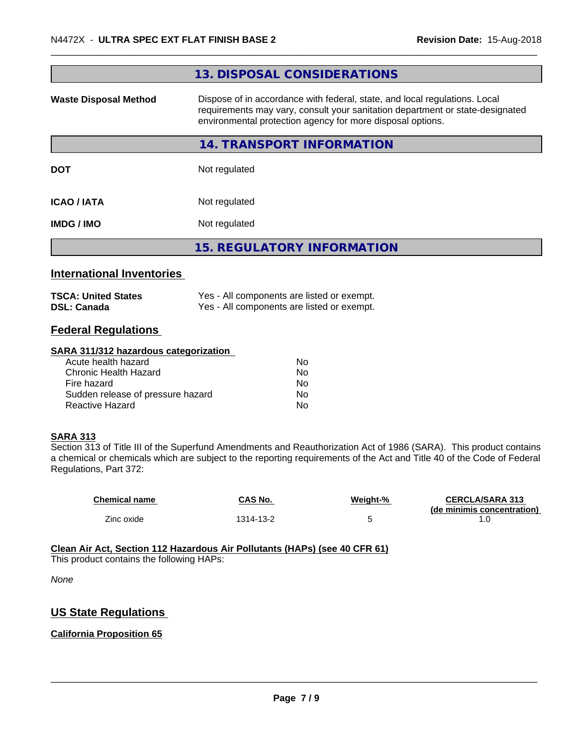## 13. DISPOSAL CONSIDERATIONS

| | |
|---|---|
| **Waste Disposal Method** | Dispose of in accordance with federal, state, and local regulations. Local requirements may vary, consult your sanitation department or state-designated environmental protection agency for more disposal options. |

## 14. TRANSPORT INFORMATION

| | |
|---|---|
| **DOT** | Not regulated |
| **ICAO / IATA** | Not regulated |
| **IMDG / IMO** | Not regulated |

## 15. REGULATORY INFORMATION

### International Inventories

| | |
|---|---|
| **TSCA: United States** | Yes - All components are listed or exempt. |
| **DSL: Canada** | Yes - All components are listed or exempt. |

### Federal Regulations

**SARA 311/312 hazardous categorization**

| | |
|---|---|
| Acute health hazard | No |
| Chronic Health Hazard | No |
| Fire hazard | No |
| Sudden release of pressure hazard | No |
| Reactive Hazard | No |

**SARA 313**

Section 313 of Title III of the Superfund Amendments and Reauthorization Act of 1986 (SARA). This product contains a chemical or chemicals which are subject to the reporting requirements of the Act and Title 40 of the Code of Federal Regulations, Part 372:

| Chemical name | CAS No. | Weight-% | CERCLA/SARA 313 (de minimis concentration) |
|---|---|---|---|
| Zinc oxide | 1314-13-2 | 5 | 1.0 |

**Clean Air Act, Section 112 Hazardous Air Pollutants (HAPs) (see 40 CFR 61)**

This product contains the following HAPs:

*None*

### US State Regulations

**California Proposition 65**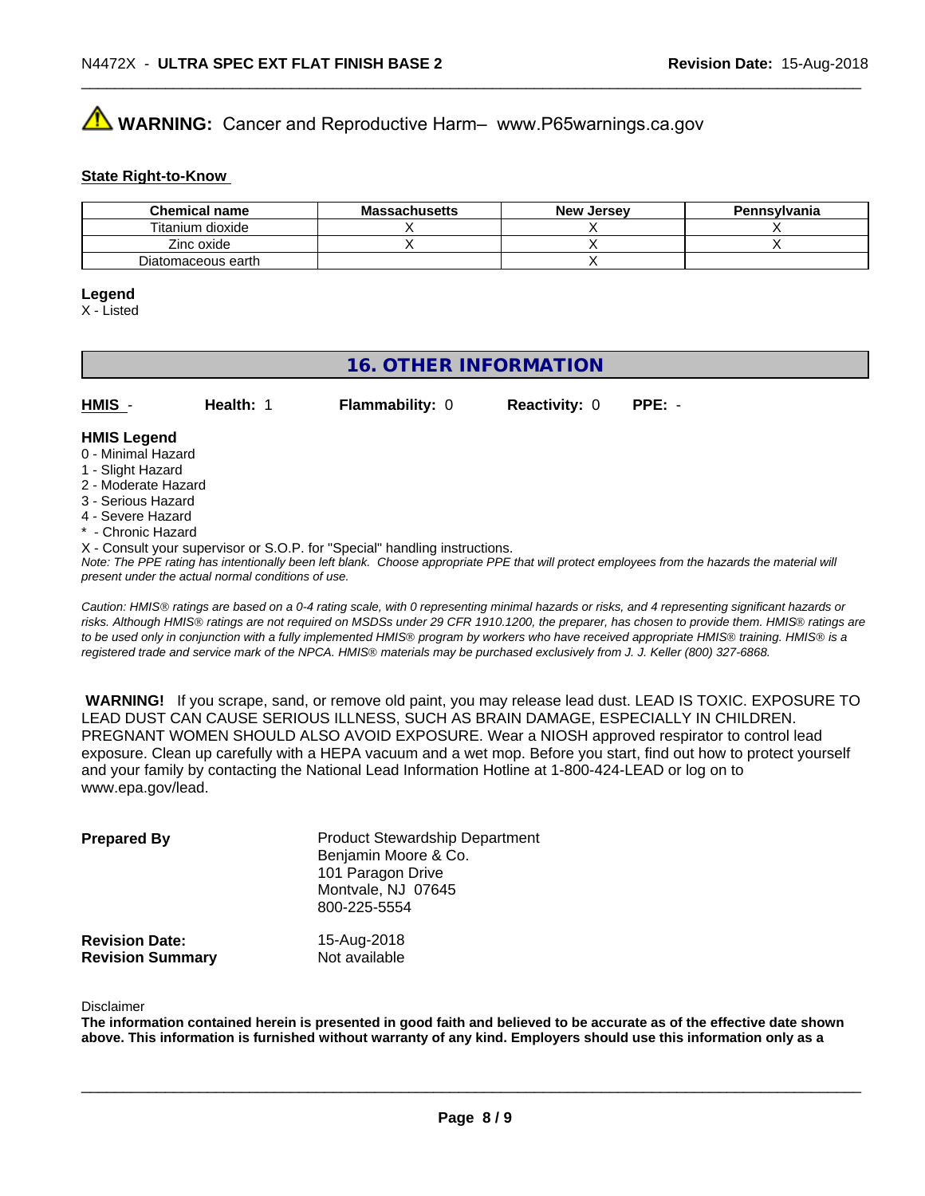**WARNING:** Cancer and Reproductive Harm– www.P65warnings.ca.gov

**State Right-to-Know**

| Chemical name | Massachusetts | New Jersey | Pennsylvania |
|---|---|---|---|
| Titanium dioxide | X | X | X |
| Zinc oxide | X | X | X |
| Diatomaceous earth | | X | |

**Legend**
X - Listed

## 16. OTHER INFORMATION

**HMIS** - **Health:** 1 **Flammability:** 0 **Reactivity:** 0 **PPE:** -

**HMIS Legend**
0 - Minimal Hazard
1 - Slight Hazard
2 - Moderate Hazard
3 - Serious Hazard
4 - Severe Hazard
* - Chronic Hazard
X - Consult your supervisor or S.O.P. for "Special" handling instructions.
*Note: The PPE rating has intentionally been left blank. Choose appropriate PPE that will protect employees from the hazards the material will present under the actual normal conditions of use.*

*Caution: HMIS® ratings are based on a 0-4 rating scale, with 0 representing minimal hazards or risks, and 4 representing significant hazards or risks. Although HMIS® ratings are not required on MSDSs under 29 CFR 1910.1200, the preparer, has chosen to provide them. HMIS® ratings are to be used only in conjunction with a fully implemented HMIS® program by workers who have received appropriate HMIS® training. HMIS® is a registered trade and service mark of the NPCA. HMIS® materials may be purchased exclusively from J. J. Keller (800) 327-6868.*

**WARNING!** If you scrape, sand, or remove old paint, you may release lead dust. LEAD IS TOXIC. EXPOSURE TO LEAD DUST CAN CAUSE SERIOUS ILLNESS, SUCH AS BRAIN DAMAGE, ESPECIALLY IN CHILDREN. PREGNANT WOMEN SHOULD ALSO AVOID EXPOSURE. Wear a NIOSH approved respirator to control lead exposure. Clean up carefully with a HEPA vacuum and a wet mop. Before you start, find out how to protect yourself and your family by contacting the National Lead Information Hotline at 1-800-424-LEAD or log on to www.epa.gov/lead.

**Prepared By**
Product Stewardship Department
Benjamin Moore & Co.
101 Paragon Drive
Montvale, NJ 07645
800-225-5554

**Revision Date:** 15-Aug-2018
**Revision Summary** Not available

Disclaimer
**The information contained herein is presented in good faith and believed to be accurate as of the effective date shown above. This information is furnished without warranty of any kind. Employers should use this information only as a**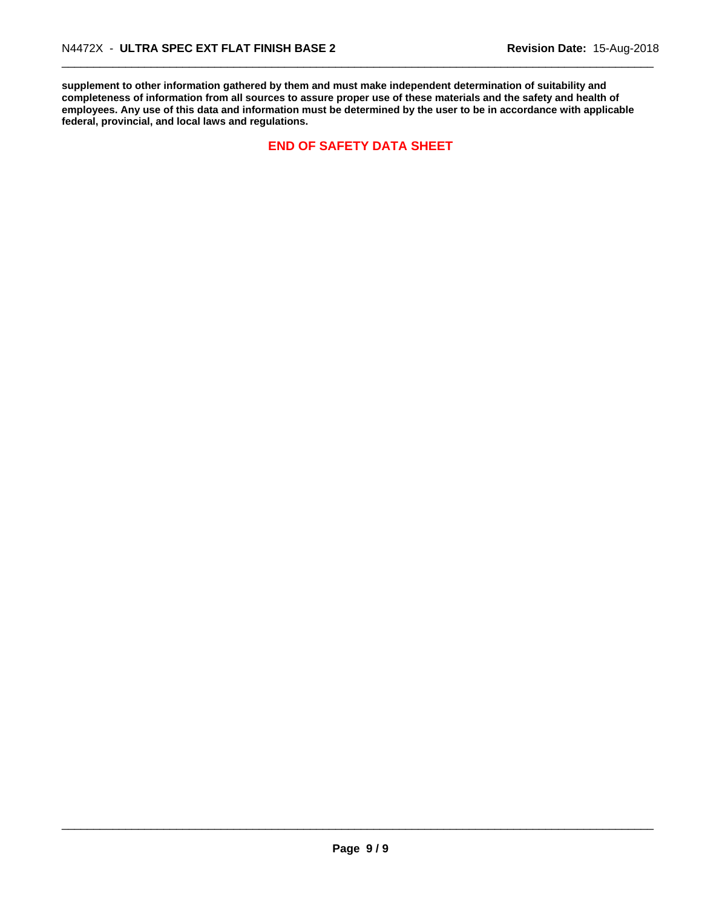**supplement to other information gathered by them and must make independent determination of suitability and completeness of information from all sources to assure proper use of these materials and the safety and health of employees. Any use of this data and information must be determined by the user to be in accordance with applicable federal, provincial, and local laws and regulations.**

**END OF SAFETY DATA SHEET**